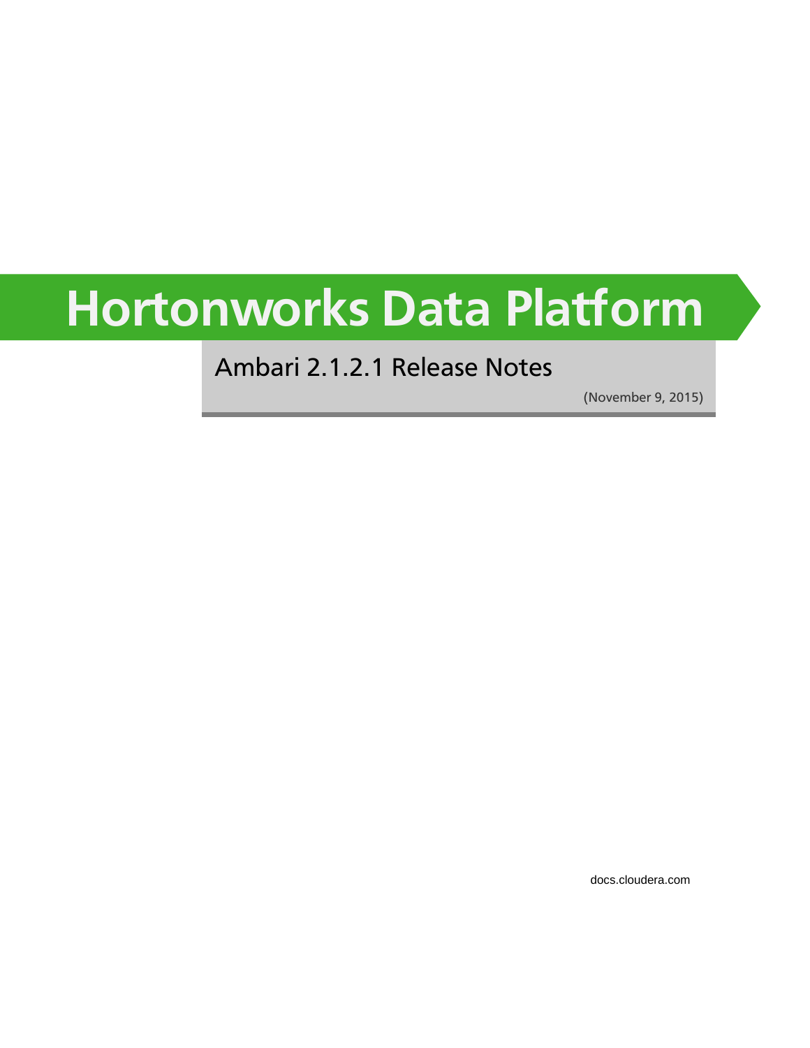# Hortonworks Data Platform

## Ambari 2.1.2.1 Release Notes

(November 9, 2015)

docs.cloudera.com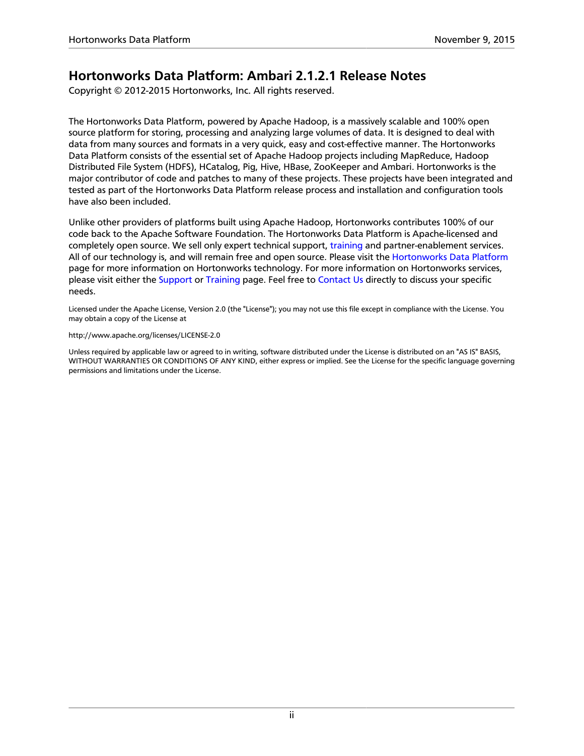# Hortonworks Data Platform: Ambari 2.1.2.1 Release Notes

Copyright © 2012-2015 Hortonworks, Inc. All rights reserved.

The Hortonworks Data Platform, powered by Apache Hadoop, is a massively scalable and 100% open source platform for storing, processing and analyzing large volumes of data. It is designed to deal with data from many sources and formats in a very quick, easy and cost-effective manner. The Hortonworks Data Platform consists of the essential set of Apache Hadoop projects including MapReduce, Hadoop Distributed File System (HDFS), HCatalog, Pig, Hive, HBase, ZooKeeper and Ambari. Hortonworks is the major contributor of code and patches to many of these projects. These projects have been integrated and tested as part of the Hortonworks Data Platform release process and installation and configuration tools have also been included.

Unlike other providers of platforms built using Apache Hadoop, Hortonworks contributes 100% of our code back to the Apache Software Foundation. The Hortonworks Data Platform is Apache-licensed and completely open source. We sell only expert technical support, training and partner-enablement services. All of our technology is, and will remain free and open source. Please visit the Hortonworks Data Platform page for more information on Hortonworks technology. For more information on Hortonworks services, please visit either the Support or Training page. Feel free to Contact Us directly to discuss your specific needs.

Licensed under the Apache License, Version 2.0 (the "License"); you may not use this file except in compliance with the License. You may obtain a copy of the License at

http://www.apache.org/licenses/LICENSE-2.0

Unless required by applicable law or agreed to in writing, software distributed under the License is distributed on an "AS IS" BASIS, WITHOUT WARRANTIES OR CONDITIONS OF ANY KIND, either express or implied. See the License for the specific language governing permissions and limitations under the License.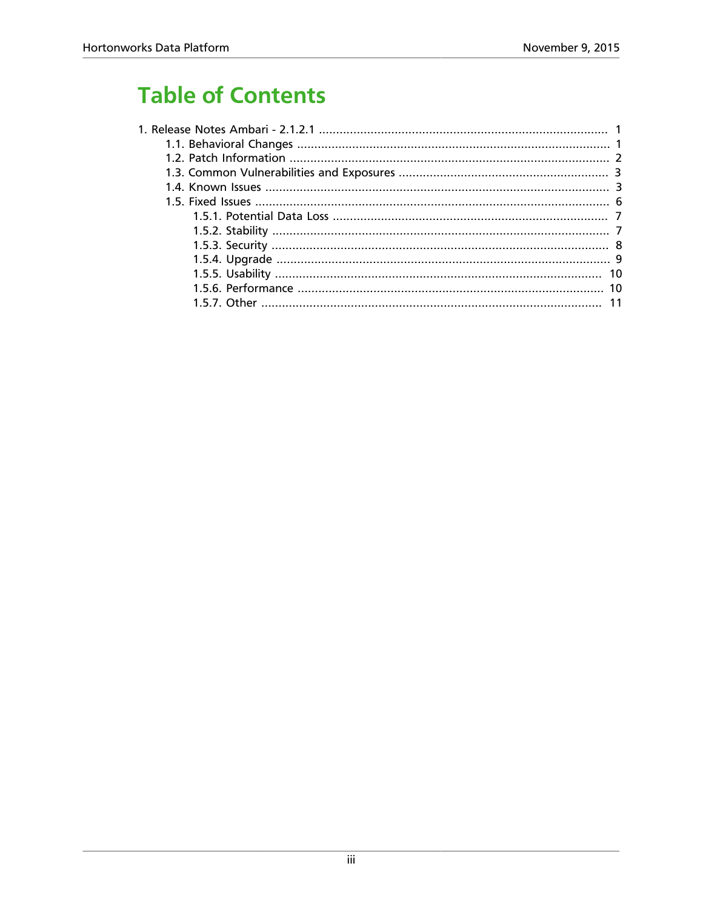# Table of Contents

1. Release Notes Ambari - 2.1.2.1 .................................................................................... 1
    - 1.1. Behavioral Changes .......................................................................................... 1
    - 1.2. Patch Information ............................................................................................ 2
    - 1.3. Common Vulnerabilities and Exposures ............................................................ 3
    - 1.4. Known Issues ................................................................................................... 3
    - 1.5. Fixed Issues ...................................................................................................... 6
        - 1.5.1. Potential Data Loss ............................................................................... 7
        - 1.5.2. Stability ................................................................................................. 7
        - 1.5.3. Security ................................................................................................. 8
        - 1.5.4. Upgrade ................................................................................................ 9
        - 1.5.5. Usability .............................................................................................. 10
        - 1.5.6. Performance ........................................................................................ 10
        - 1.5.7. Other ................................................................................................... 11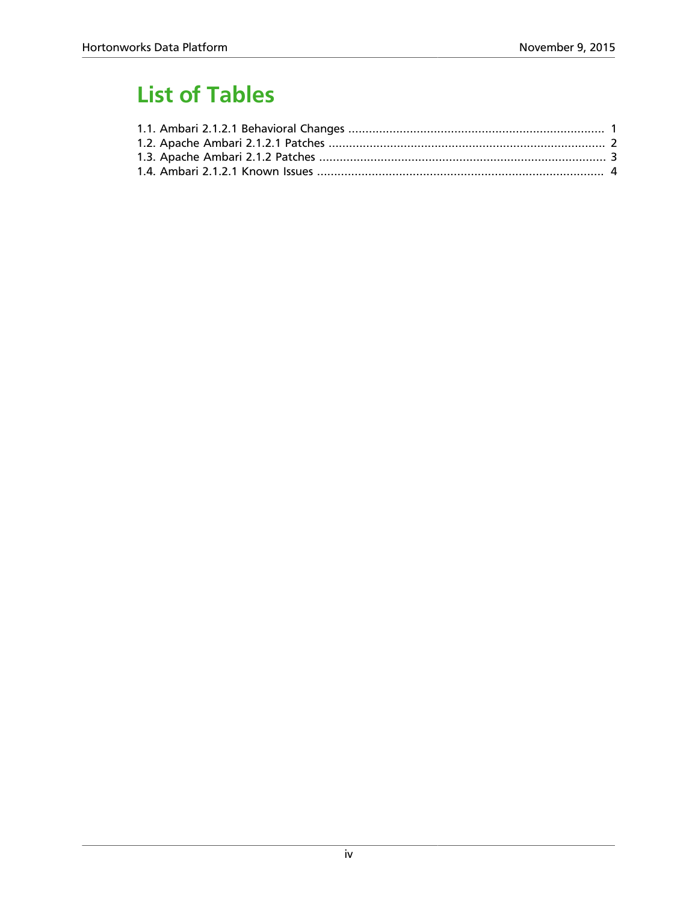# List of Tables

1.1. Ambari 2.1.2.1 Behavioral Changes .......................................................................... 1
1.2. Apache Ambari 2.1.2.1 Patches ................................................................................. 2
1.3. Apache Ambari 2.1.2 Patches .................................................................................... 3
1.4. Ambari 2.1.2.1 Known Issues .................................................................................... 4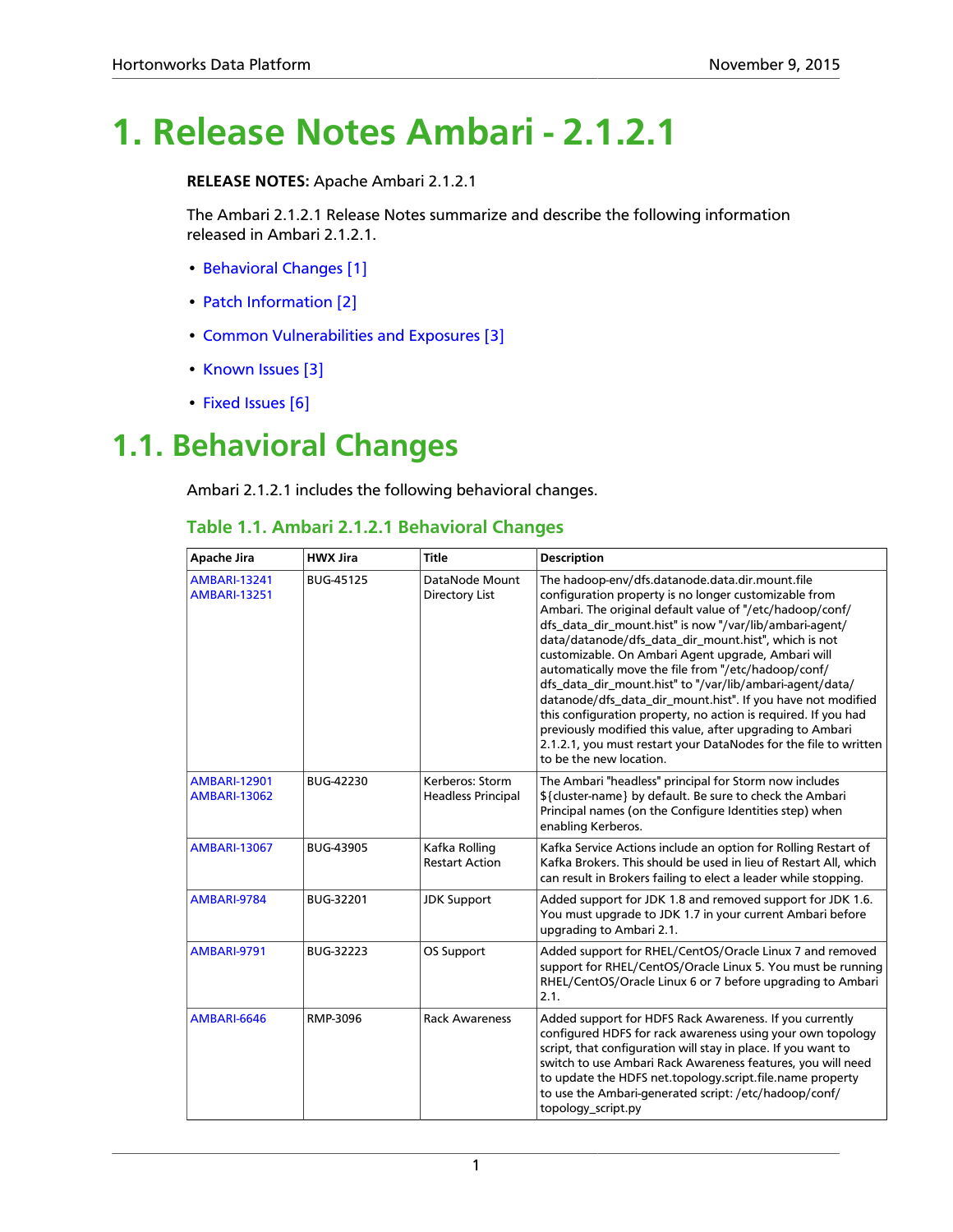# 1. Release Notes Ambari - 2.1.2.1

**RELEASE NOTES:** Apache Ambari 2.1.2.1

The Ambari 2.1.2.1 Release Notes summarize and describe the following information released in Ambari 2.1.2.1.

- Behavioral Changes [1]
- Patch Information [2]
- Common Vulnerabilities and Exposures [3]
- Known Issues [3]
- Fixed Issues [6]

## 1.1. Behavioral Changes

Ambari 2.1.2.1 includes the following behavioral changes.

### Table 1.1. Ambari 2.1.2.1 Behavioral Changes

| Apache Jira | HWX Jira | Title | Description |
|---|---|---|---|
| AMBARI-13241 AMBARI-13251 | BUG-45125 | DataNode Mount Directory List | The hadoop-env/dfs.datanode.data.dir.mount.file configuration property is no longer customizable from Ambari. The original default value of "/etc/hadoop/conf/dfs_data_dir_mount.hist" is now "/var/lib/ambari-agent/data/datanode/dfs_data_dir_mount.hist", which is not customizable. On Ambari Agent upgrade, Ambari will automatically move the file from "/etc/hadoop/conf/dfs_data_dir_mount.hist" to "/var/lib/ambari-agent/data/datanode/dfs_data_dir_mount.hist". If you have not modified this configuration property, no action is required. If you had previously modified this value, after upgrading to Ambari 2.1.2.1, you must restart your DataNodes for the file to written to be the new location. |
| AMBARI-12901 AMBARI-13062 | BUG-42230 | Kerberos: Storm Headless Principal | The Ambari "headless" principal for Storm now includes ${cluster-name} by default. Be sure to check the Ambari Principal names (on the Configure Identities step) when enabling Kerberos. |
| AMBARI-13067 | BUG-43905 | Kafka Rolling Restart Action | Kafka Service Actions include an option for Rolling Restart of Kafka Brokers. This should be used in lieu of Restart All, which can result in Brokers failing to elect a leader while stopping. |
| AMBARI-9784 | BUG-32201 | JDK Support | Added support for JDK 1.8 and removed support for JDK 1.6. You must upgrade to JDK 1.7 in your current Ambari before upgrading to Ambari 2.1. |
| AMBARI-9791 | BUG-32223 | OS Support | Added support for RHEL/CentOS/Oracle Linux 7 and removed support for RHEL/CentOS/Oracle Linux 5. You must be running RHEL/CentOS/Oracle Linux 6 or 7 before upgrading to Ambari 2.1. |
| AMBARI-6646 | RMP-3096 | Rack Awareness | Added support for HDFS Rack Awareness. If you currently configured HDFS for rack awareness using your own topology script, that configuration will stay in place. If you want to switch to use Ambari Rack Awareness features, you will need to update the HDFS net.topology.script.file.name property to use the Ambari-generated script: /etc/hadoop/conf/topology_script.py |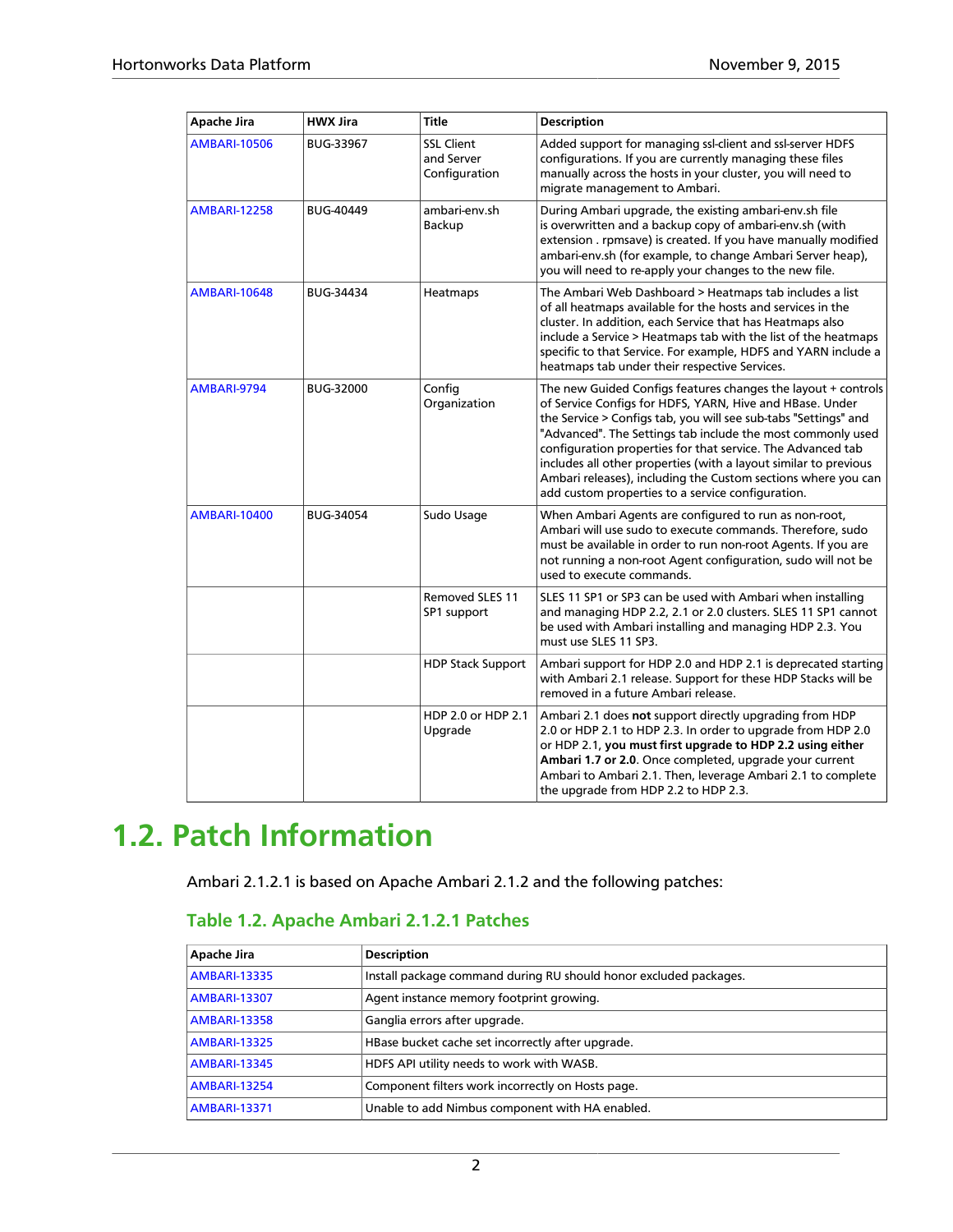| Apache Jira | HWX Jira | Title | Description |
| --- | --- | --- | --- |
| AMBARI-10506 | BUG-33967 | SSL Client and Server Configuration | Added support for managing ssl-client and ssl-server HDFS configurations. If you are currently managing these files manually across the hosts in your cluster, you will need to migrate management to Ambari. |
| AMBARI-12258 | BUG-40449 | ambari-env.sh Backup | During Ambari upgrade, the existing ambari-env.sh file is overwritten and a backup copy of ambari-env.sh (with extension . rpmsave) is created. If you have manually modified ambari-env.sh (for example, to change Ambari Server heap), you will need to re-apply your changes to the new file. |
| AMBARI-10648 | BUG-34434 | Heatmaps | The Ambari Web Dashboard > Heatmaps tab includes a list of all heatmaps available for the hosts and services in the cluster. In addition, each Service that has Heatmaps also include a Service > Heatmaps tab with the list of the heatmaps specific to that Service. For example, HDFS and YARN include a heatmaps tab under their respective Services. |
| AMBARI-9794 | BUG-32000 | Config Organization | The new Guided Configs features changes the layout + controls of Service Configs for HDFS, YARN, Hive and HBase. Under the Service > Configs tab, you will see sub-tabs "Settings" and "Advanced". The Settings tab include the most commonly used configuration properties for that service. The Advanced tab includes all other properties (with a layout similar to previous Ambari releases), including the Custom sections where you can add custom properties to a service configuration. |
| AMBARI-10400 | BUG-34054 | Sudo Usage | When Ambari Agents are configured to run as non-root, Ambari will use sudo to execute commands. Therefore, sudo must be available in order to run non-root Agents. If you are not running a non-root Agent configuration, sudo will not be used to execute commands. |
| | | Removed SLES 11 SP1 support | SLES 11 SP1 or SP3 can be used with Ambari when installing and managing HDP 2.2, 2.1 or 2.0 clusters. SLES 11 SP1 cannot be used with Ambari installing and managing HDP 2.3. You must use SLES 11 SP3. |
| | | HDP Stack Support | Ambari support for HDP 2.0 and HDP 2.1 is deprecated starting with Ambari 2.1 release. Support for these HDP Stacks will be removed in a future Ambari release. |
| | | HDP 2.0 or HDP 2.1 Upgrade | Ambari 2.1 does **not** support directly upgrading from HDP 2.0 or HDP 2.1 to HDP 2.3. In order to upgrade from HDP 2.0 or HDP 2.1, **you must first upgrade to HDP 2.2 using either Ambari 1.7 or 2.0**. Once completed, upgrade your current Ambari to Ambari 2.1. Then, leverage Ambari 2.1 to complete the upgrade from HDP 2.2 to HDP 2.3. |

# 1.2. Patch Information

Ambari 2.1.2.1 is based on Apache Ambari 2.1.2 and the following patches:

### Table 1.2. Apache Ambari 2.1.2.1 Patches

| Apache Jira | Description |
| --- | --- |
| AMBARI-13335 | Install package command during RU should honor excluded packages. |
| AMBARI-13307 | Agent instance memory footprint growing. |
| AMBARI-13358 | Ganglia errors after upgrade. |
| AMBARI-13325 | HBase bucket cache set incorrectly after upgrade. |
| AMBARI-13345 | HDFS API utility needs to work with WASB. |
| AMBARI-13254 | Component filters work incorrectly on Hosts page. |
| AMBARI-13371 | Unable to add Nimbus component with HA enabled. |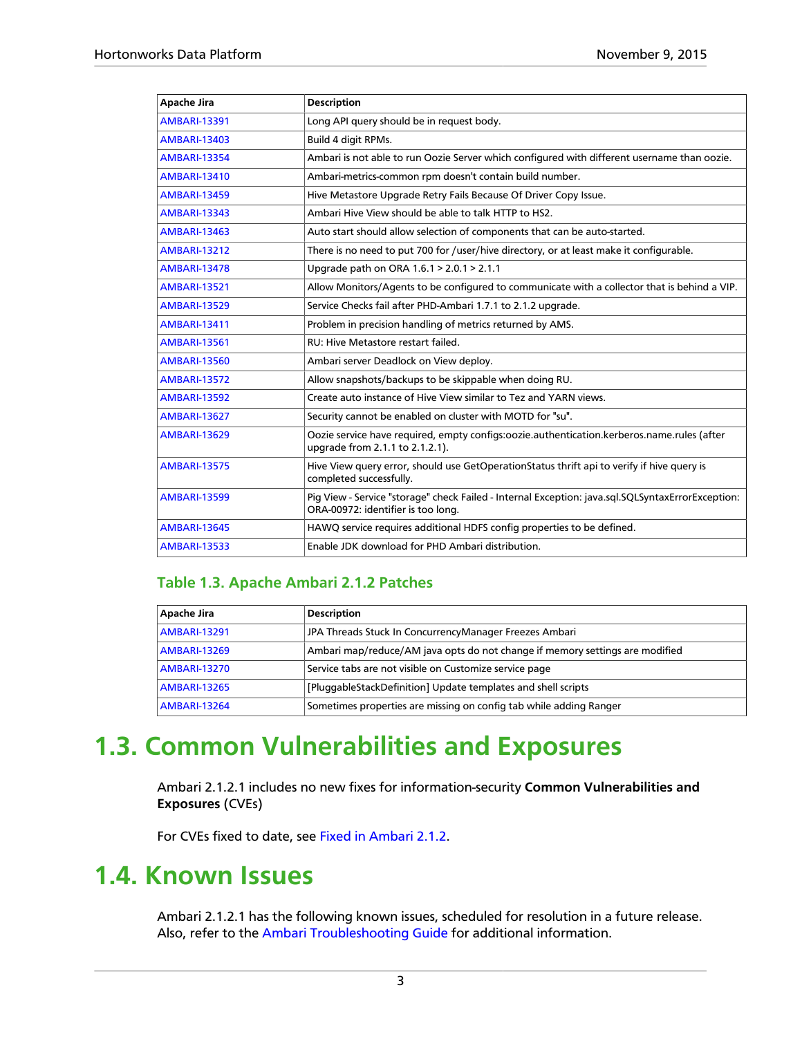| Apache Jira | Description |
| --- | --- |
| AMBARI-13391 | Long API query should be in request body. |
| AMBARI-13403 | Build 4 digit RPMs. |
| AMBARI-13354 | Ambari is not able to run Oozie Server which configured with different username than oozie. |
| AMBARI-13410 | Ambari-metrics-common rpm doesn't contain build number. |
| AMBARI-13459 | Hive Metastore Upgrade Retry Fails Because Of Driver Copy Issue. |
| AMBARI-13343 | Ambari Hive View should be able to talk HTTP to HS2. |
| AMBARI-13463 | Auto start should allow selection of components that can be auto-started. |
| AMBARI-13212 | There is no need to put 700 for /user/hive directory, or at least make it configurable. |
| AMBARI-13478 | Upgrade path on ORA 1.6.1 > 2.0.1 > 2.1.1 |
| AMBARI-13521 | Allow Monitors/Agents to be configured to communicate with a collector that is behind a VIP. |
| AMBARI-13529 | Service Checks fail after PHD-Ambari 1.7.1 to 2.1.2 upgrade. |
| AMBARI-13411 | Problem in precision handling of metrics returned by AMS. |
| AMBARI-13561 | RU: Hive Metastore restart failed. |
| AMBARI-13560 | Ambari server Deadlock on View deploy. |
| AMBARI-13572 | Allow snapshots/backups to be skippable when doing RU. |
| AMBARI-13592 | Create auto instance of Hive View similar to Tez and YARN views. |
| AMBARI-13627 | Security cannot be enabled on cluster with MOTD for "su". |
| AMBARI-13629 | Oozie service have required, empty configs:oozie.authentication.kerberos.name.rules (after upgrade from 2.1.1 to 2.1.2.1). |
| AMBARI-13575 | Hive View query error, should use GetOperationStatus thrift api to verify if hive query is completed successfully. |
| AMBARI-13599 | Pig View - Service "storage" check Failed - Internal Exception: java.sql.SQLSyntaxErrorException: ORA-00972: identifier is too long. |
| AMBARI-13645 | HAWQ service requires additional HDFS config properties to be defined. |
| AMBARI-13533 | Enable JDK download for PHD Ambari distribution. |

### Table 1.3. Apache Ambari 2.1.2 Patches

| Apache Jira | Description |
| --- | --- |
| AMBARI-13291 | JPA Threads Stuck In ConcurrencyManager Freezes Ambari |
| AMBARI-13269 | Ambari map/reduce/AM java opts do not change if memory settings are modified |
| AMBARI-13270 | Service tabs are not visible on Customize service page |
| AMBARI-13265 | [PluggableStackDefinition] Update templates and shell scripts |
| AMBARI-13264 | Sometimes properties are missing on config tab while adding Ranger |

# 1.3. Common Vulnerabilities and Exposures

Ambari 2.1.2.1 includes no new fixes for information-security **Common Vulnerabilities and Exposures** (CVEs)

For CVEs fixed to date, see Fixed in Ambari 2.1.2.

# 1.4. Known Issues

Ambari 2.1.2.1 has the following known issues, scheduled for resolution in a future release. Also, refer to the Ambari Troubleshooting Guide for additional information.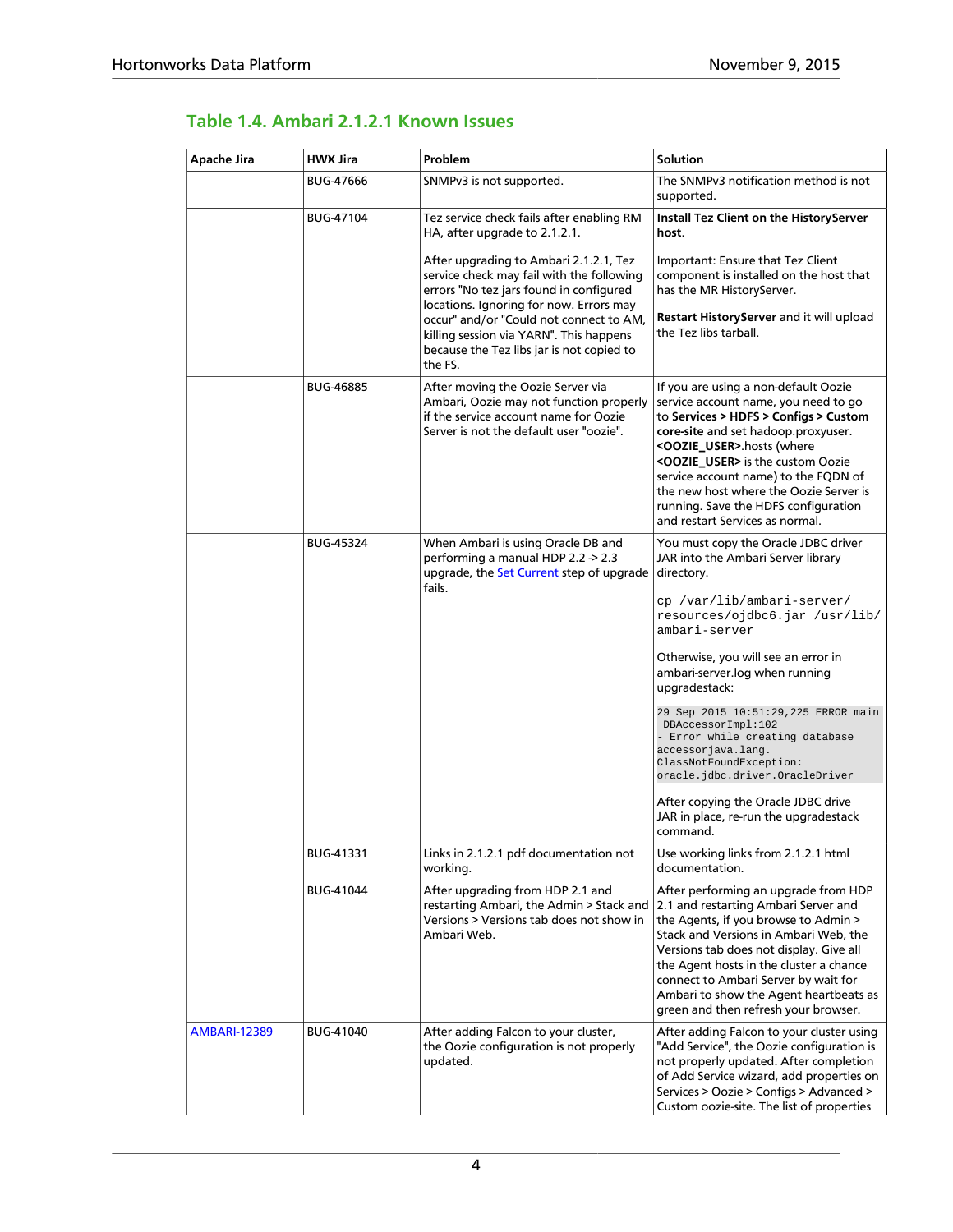## Table 1.4. Ambari 2.1.2.1 Known Issues

| Apache Jira | HWX Jira | Problem | Solution |
|---|---|---|---|
| | BUG-47666 | SNMPv3 is not supported. | The SNMPv3 notification method is not supported. |
| | BUG-47104 | Tez service check fails after enabling RM HA, after upgrade to 2.1.2.1.<br><br>After upgrading to Ambari 2.1.2.1, Tez service check may fail with the following errors "No tez jars found in configured locations. Ignoring for now. Errors may occur" and/or "Could not connect to AM, killing session via YARN". This happens because the Tez libs jar is not copied to the FS. | **Install Tez Client on the HistoryServer host**.<br><br>Important: Ensure that Tez Client component is installed on the host that has the MR HistoryServer.<br><br>**Restart HistoryServer** and it will upload the Tez libs tarball. |
| | BUG-46885 | After moving the Oozie Server via Ambari, Oozie may not function properly if the service account name for Oozie Server is not the default user "oozie". | If you are using a non-default Oozie service account name, you need to go to **Services > HDFS > Configs > Custom core-site** and set hadoop.proxyuser.**<OOZIE_USER>**.hosts (where **<OOZIE_USER>** is the custom Oozie service account name) to the FQDN of the new host where the Oozie Server is running. Save the HDFS configuration and restart Services as normal. |
| | BUG-45324 | When Ambari is using Oracle DB and performing a manual HDP 2.2 -> 2.3 upgrade, the Set Current step of upgrade fails. | You must copy the Oracle JDBC driver JAR into the Ambari Server library directory.<br><br>`cp /var/lib/ambari-server/resources/ojdbc6.jar /usr/lib/ambari-server`<br><br>Otherwise, you will see an error in ambari-server.log when running upgradestack:<br><br>`29 Sep 2015 10:51:29,225 ERROR main DBAccessorImpl:102 - Error while creating database accessorjava.lang.ClassNotFoundException: oracle.jdbc.driver.OracleDriver`<br><br>After copying the Oracle JDBC drive JAR in place, re-run the upgradestack command. |
| | BUG-41331 | Links in 2.1.2.1 pdf documentation not working. | Use working links from 2.1.2.1 html documentation. |
| | BUG-41044 | After upgrading from HDP 2.1 and restarting Ambari, the Admin > Stack and Versions > Versions tab does not show in Ambari Web. | After performing an upgrade from HDP 2.1 and restarting Ambari Server and the Agents, if you browse to Admin > Stack and Versions in Ambari Web, the Versions tab does not display. Give all the Agent hosts in the cluster a chance connect to Ambari Server by wait for Ambari to show the Agent heartbeats as green and then refresh your browser. |
| AMBARI-12389 | BUG-41040 | After adding Falcon to your cluster, the Oozie configuration is not properly updated. | After adding Falcon to your cluster using "Add Service", the Oozie configuration is not properly updated. After completion of Add Service wizard, add properties on Services > Oozie > Configs > Advanced > Custom oozie-site. The list of properties |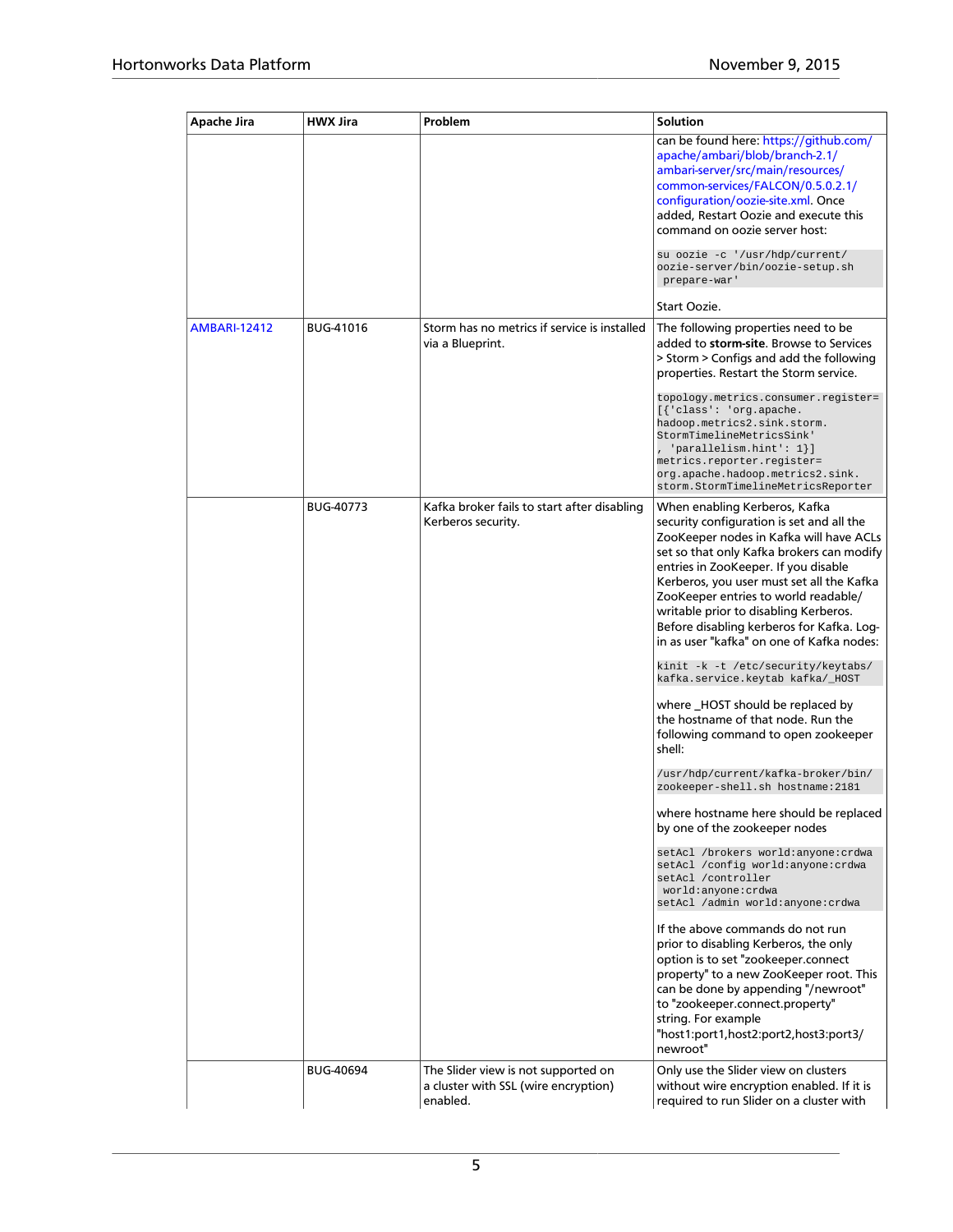| Apache Jira | HWX Jira | Problem | Solution |
| --- | --- | --- | --- |
| | | | can be found here: https://github.com/apache/ambari/blob/branch-2.1/ambari-server/src/main/resources/common-services/FALCON/0.5.0.2.1/configuration/oozie-site.xml. Once added, Restart Oozie and execute this command on oozie server host: `su oozie -c '/usr/hdp/current/oozie-server/bin/oozie-setup.sh prepare-war'` Start Oozie. |
| AMBARI-12412 | BUG-41016 | Storm has no metrics if service is installed via a Blueprint. | The following properties need to be added to **storm-site**. Browse to Services > Storm > Configs and add the following properties. Restart the Storm service. `topology.metrics.consumer.register=[{'class': 'org.apache.hadoop.metrics2.sink.storm.StormTimelineMetricsSink', 'parallelism.hint': 1}]` `metrics.reporter.register=org.apache.hadoop.metrics2.sink.storm.StormTimelineMetricsReporter` |
| | BUG-40773 | Kafka broker fails to start after disabling Kerberos security. | When enabling Kerberos, Kafka security configuration is set and all the ZooKeeper nodes in Kafka will have ACLs set so that only Kafka brokers can modify entries in ZooKeeper. If you disable Kerberos, you user must set all the Kafka ZooKeeper entries to world readable/writable prior to disabling Kerberos. Before disabling kerberos for Kafka. Log-in as user "kafka" on one of Kafka nodes: `kinit -k -t /etc/security/keytabs/kafka.service.keytab kafka/_HOST` where _HOST should be replaced by the hostname of that node. Run the following command to open zookeeper shell: `/usr/hdp/current/kafka-broker/bin/zookeeper-shell.sh hostname:2181` where hostname here should be replaced by one of the zookeeper nodes `setAcl /brokers world:anyone:crdwa` `setAcl /config world:anyone:crdwa` `setAcl /controller world:anyone:crdwa` `setAcl /admin world:anyone:crdwa` If the above commands do not run prior to disabling Kerberos, the only option is to set "zookeeper.connect property" to a new ZooKeeper root. This can be done by appending "/newroot" to "zookeeper.connect.property" string. For example "host1:port1,host2:port2,host3:port3/newroot" |
| | BUG-40694 | The Slider view is not supported on a cluster with SSL (wire encryption) enabled. | Only use the Slider view on clusters without wire encryption enabled. If it is required to run Slider on a cluster with |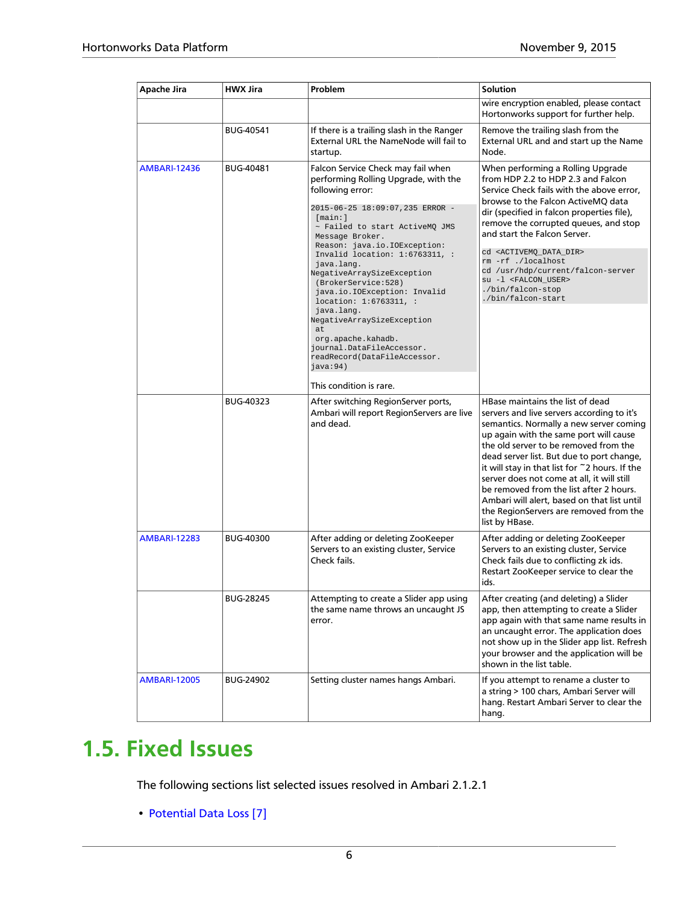| Apache Jira | HWX Jira | Problem | Solution |
| --- | --- | --- | --- |
| | | | wire encryption enabled, please contact Hortonworks support for further help. |
| | BUG-40541 | If there is a trailing slash in the Ranger External URL the NameNode will fail to startup. | Remove the trailing slash from the External URL and and start up the Name Node. |
| AMBARI-12436 | BUG-40481 | Falcon Service Check may fail when performing Rolling Upgrade, with the following error: `2015-06-25 18:09:07,235 ERROR - [main:] ~ Failed to start ActiveMQ JMS Message Broker. Reason: java.io.IOException: Invalid location: 1:6763311, : java.lang. NegativeArraySizeException (BrokerService:528) java.io.IOException: Invalid location: 1:6763311, : java.lang. NegativeArraySizeException at org.apache.kahadb. journal.DataFileAccessor. readRecord(DataFileAccessor. java:94)` This condition is rare. | When performing a Rolling Upgrade from HDP 2.2 to HDP 2.3 and Falcon Service Check fails with the above error, browse to the Falcon ActiveMQ data dir (specified in falcon properties file), remove the corrupted queues, and stop and start the Falcon Server. `cd <ACTIVEMQ_DATA_DIR>` `rm -rf ./localhost` `cd /usr/hdp/current/falcon-server` `su -l <FALCON_USER>` `./bin/falcon-stop` `./bin/falcon-start` |
| | BUG-40323 | After switching RegionServer ports, Ambari will report RegionServers are live and dead. | HBase maintains the list of dead servers and live servers according to it's semantics. Normally a new server coming up again with the same port will cause the old server to be removed from the dead server list. But due to port change, it will stay in that list for ~2 hours. If the server does not come at all, it will still be removed from the list after 2 hours. Ambari will alert, based on that list until the RegionServers are removed from the list by HBase. |
| AMBARI-12283 | BUG-40300 | After adding or deleting ZooKeeper Servers to an existing cluster, Service Check fails. | After adding or deleting ZooKeeper Servers to an existing cluster, Service Check fails due to conflicting zk ids. Restart ZooKeeper service to clear the ids. |
| | BUG-28245 | Attempting to create a Slider app using the same name throws an uncaught JS error. | After creating (and deleting) a Slider app, then attempting to create a Slider app again with that same name results in an uncaught error. The application does not show up in the Slider app list. Refresh your browser and the application will be shown in the list table. |
| AMBARI-12005 | BUG-24902 | Setting cluster names hangs Ambari. | If you attempt to rename a cluster to a string > 100 chars, Ambari Server will hang. Restart Ambari Server to clear the hang. |

# 1.5. Fixed Issues

The following sections list selected issues resolved in Ambari 2.1.2.1

- Potential Data Loss [7]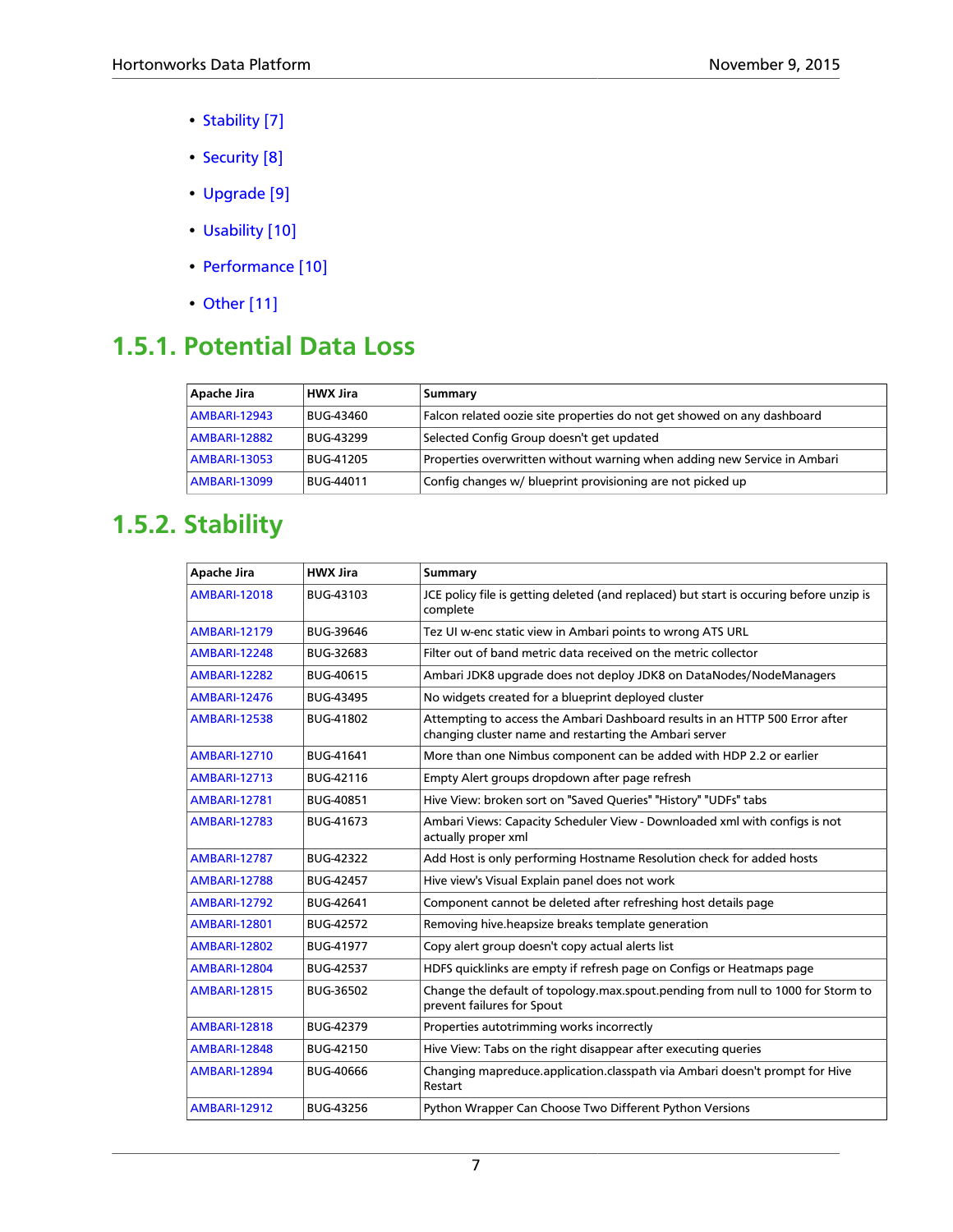- Stability [7]
- Security [8]
- Upgrade [9]
- Usability [10]
- Performance [10]
- Other [11]

## 1.5.1. Potential Data Loss

| Apache Jira | HWX Jira | Summary |
| --- | --- | --- |
| AMBARI-12943 | BUG-43460 | Falcon related oozie site properties do not get showed on any dashboard |
| AMBARI-12882 | BUG-43299 | Selected Config Group doesn't get updated |
| AMBARI-13053 | BUG-41205 | Properties overwritten without warning when adding new Service in Ambari |
| AMBARI-13099 | BUG-44011 | Config changes w/ blueprint provisioning are not picked up |

## 1.5.2. Stability

| Apache Jira | HWX Jira | Summary |
| --- | --- | --- |
| AMBARI-12018 | BUG-43103 | JCE policy file is getting deleted (and replaced) but start is occuring before unzip is complete |
| AMBARI-12179 | BUG-39646 | Tez UI w-enc static view in Ambari points to wrong ATS URL |
| AMBARI-12248 | BUG-32683 | Filter out of band metric data received on the metric collector |
| AMBARI-12282 | BUG-40615 | Ambari JDK8 upgrade does not deploy JDK8 on DataNodes/NodeManagers |
| AMBARI-12476 | BUG-43495 | No widgets created for a blueprint deployed cluster |
| AMBARI-12538 | BUG-41802 | Attempting to access the Ambari Dashboard results in an HTTP 500 Error after changing cluster name and restarting the Ambari server |
| AMBARI-12710 | BUG-41641 | More than one Nimbus component can be added with HDP 2.2 or earlier |
| AMBARI-12713 | BUG-42116 | Empty Alert groups dropdown after page refresh |
| AMBARI-12781 | BUG-40851 | Hive View: broken sort on "Saved Queries" "History" "UDFs" tabs |
| AMBARI-12783 | BUG-41673 | Ambari Views: Capacity Scheduler View - Downloaded xml with configs is not actually proper xml |
| AMBARI-12787 | BUG-42322 | Add Host is only performing Hostname Resolution check for added hosts |
| AMBARI-12788 | BUG-42457 | Hive view's Visual Explain panel does not work |
| AMBARI-12792 | BUG-42641 | Component cannot be deleted after refreshing host details page |
| AMBARI-12801 | BUG-42572 | Removing hive.heapsize breaks template generation |
| AMBARI-12802 | BUG-41977 | Copy alert group doesn't copy actual alerts list |
| AMBARI-12804 | BUG-42537 | HDFS quicklinks are empty if refresh page on Configs or Heatmaps page |
| AMBARI-12815 | BUG-36502 | Change the default of topology.max.spout.pending from null to 1000 for Storm to prevent failures for Spout |
| AMBARI-12818 | BUG-42379 | Properties autotrimming works incorrectly |
| AMBARI-12848 | BUG-42150 | Hive View: Tabs on the right disappear after executing queries |
| AMBARI-12894 | BUG-40666 | Changing mapreduce.application.classpath via Ambari doesn't prompt for Hive Restart |
| AMBARI-12912 | BUG-43256 | Python Wrapper Can Choose Two Different Python Versions |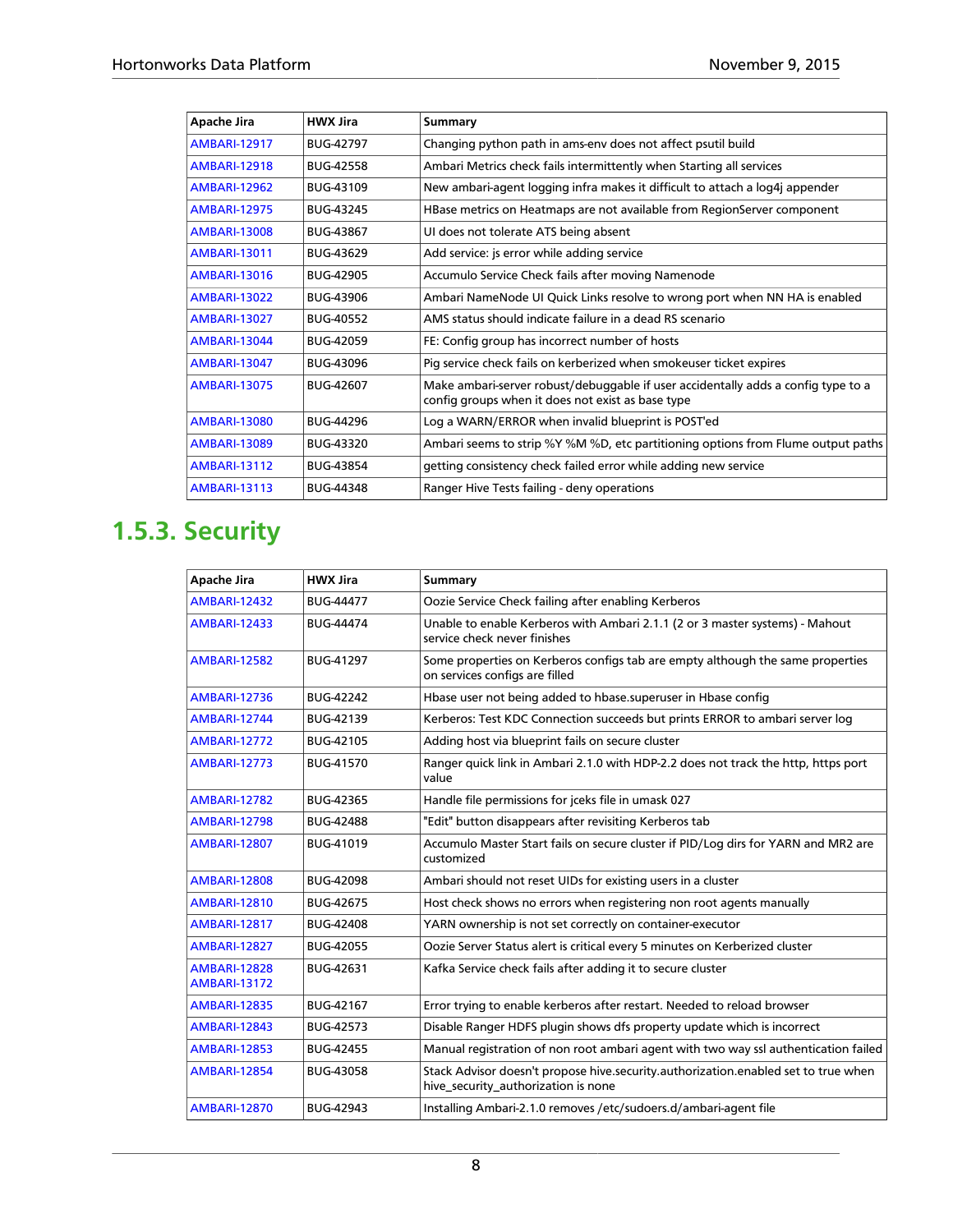| Apache Jira | HWX Jira | Summary |
| --- | --- | --- |
| AMBARI-12917 | BUG-42797 | Changing python path in ams-env does not affect psutil build |
| AMBARI-12918 | BUG-42558 | Ambari Metrics check fails intermittently when Starting all services |
| AMBARI-12962 | BUG-43109 | New ambari-agent logging infra makes it difficult to attach a log4j appender |
| AMBARI-12975 | BUG-43245 | HBase metrics on Heatmaps are not available from RegionServer component |
| AMBARI-13008 | BUG-43867 | UI does not tolerate ATS being absent |
| AMBARI-13011 | BUG-43629 | Add service: js error while adding service |
| AMBARI-13016 | BUG-42905 | Accumulo Service Check fails after moving Namenode |
| AMBARI-13022 | BUG-43906 | Ambari NameNode UI Quick Links resolve to wrong port when NN HA is enabled |
| AMBARI-13027 | BUG-40552 | AMS status should indicate failure in a dead RS scenario |
| AMBARI-13044 | BUG-42059 | FE: Config group has incorrect number of hosts |
| AMBARI-13047 | BUG-43096 | Pig service check fails on kerberized when smokeuser ticket expires |
| AMBARI-13075 | BUG-42607 | Make ambari-server robust/debuggable if user accidentally adds a config type to a config groups when it does not exist as base type |
| AMBARI-13080 | BUG-44296 | Log a WARN/ERROR when invalid blueprint is POST'ed |
| AMBARI-13089 | BUG-43320 | Ambari seems to strip %Y %M %D, etc partitioning options from Flume output paths |
| AMBARI-13112 | BUG-43854 | getting consistency check failed error while adding new service |
| AMBARI-13113 | BUG-44348 | Ranger Hive Tests failing - deny operations |

## 1.5.3. Security

| Apache Jira | HWX Jira | Summary |
| --- | --- | --- |
| AMBARI-12432 | BUG-44477 | Oozie Service Check failing after enabling Kerberos |
| AMBARI-12433 | BUG-44474 | Unable to enable Kerberos with Ambari 2.1.1 (2 or 3 master systems) - Mahout service check never finishes |
| AMBARI-12582 | BUG-41297 | Some properties on Kerberos configs tab are empty although the same properties on services configs are filled |
| AMBARI-12736 | BUG-42242 | Hbase user not being added to hbase.superuser in Hbase config |
| AMBARI-12744 | BUG-42139 | Kerberos: Test KDC Connection succeeds but prints ERROR to ambari server log |
| AMBARI-12772 | BUG-42105 | Adding host via blueprint fails on secure cluster |
| AMBARI-12773 | BUG-41570 | Ranger quick link in Ambari 2.1.0 with HDP-2.2 does not track the http, https port value |
| AMBARI-12782 | BUG-42365 | Handle file permissions for jceks file in umask 027 |
| AMBARI-12798 | BUG-42488 | "Edit" button disappears after revisiting Kerberos tab |
| AMBARI-12807 | BUG-41019 | Accumulo Master Start fails on secure cluster if PID/Log dirs for YARN and MR2 are customized |
| AMBARI-12808 | BUG-42098 | Ambari should not reset UIDs for existing users in a cluster |
| AMBARI-12810 | BUG-42675 | Host check shows no errors when registering non root agents manually |
| AMBARI-12817 | BUG-42408 | YARN ownership is not set correctly on container-executor |
| AMBARI-12827 | BUG-42055 | Oozie Server Status alert is critical every 5 minutes on Kerberized cluster |
| AMBARI-12828 AMBARI-13172 | BUG-42631 | Kafka Service check fails after adding it to secure cluster |
| AMBARI-12835 | BUG-42167 | Error trying to enable kerberos after restart. Needed to reload browser |
| AMBARI-12843 | BUG-42573 | Disable Ranger HDFS plugin shows dfs property update which is incorrect |
| AMBARI-12853 | BUG-42455 | Manual registration of non root ambari agent with two way ssl authentication failed |
| AMBARI-12854 | BUG-43058 | Stack Advisor doesn't propose hive.security.authorization.enabled set to true when hive_security_authorization is none |
| AMBARI-12870 | BUG-42943 | Installing Ambari-2.1.0 removes /etc/sudoers.d/ambari-agent file |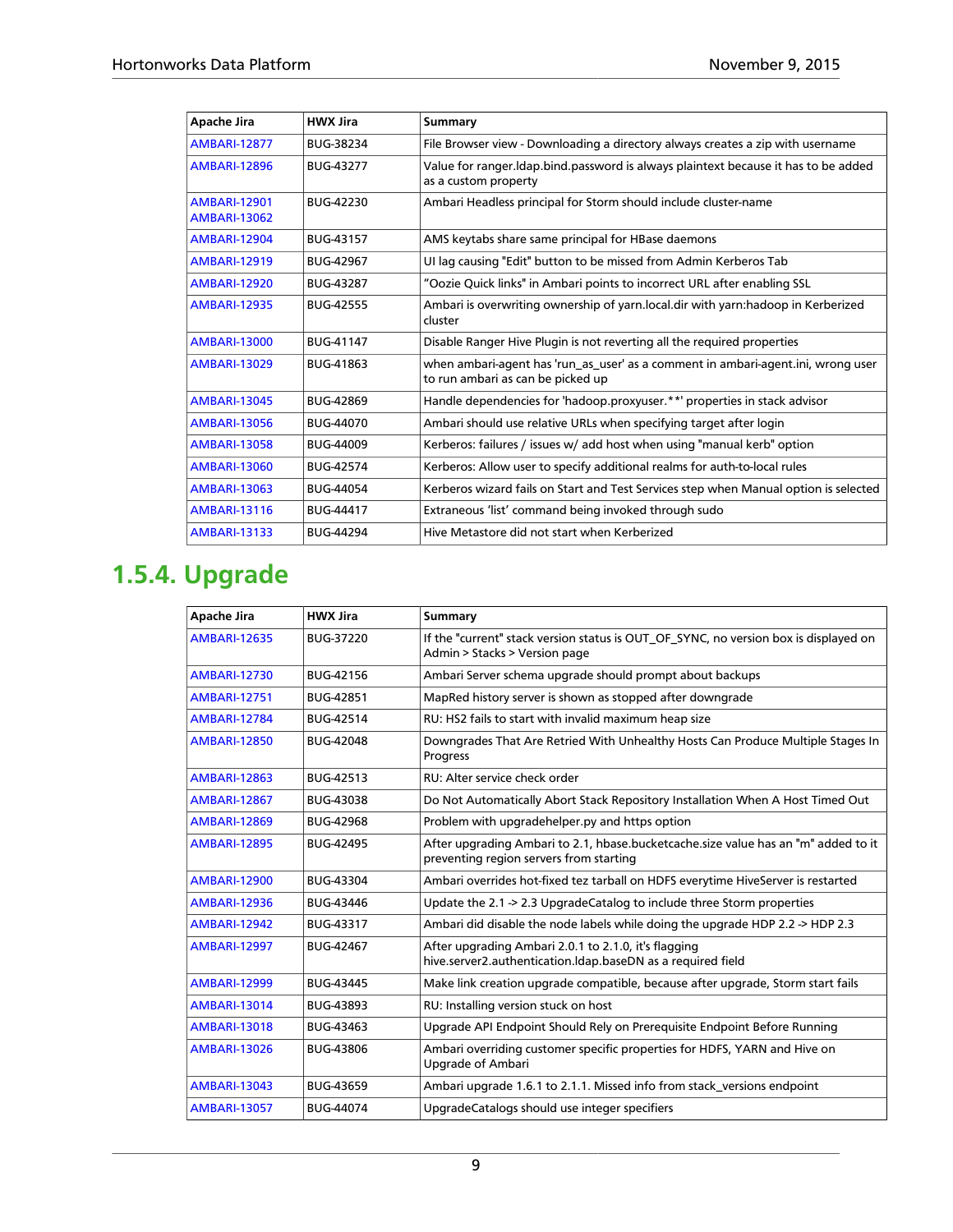| Apache Jira | HWX Jira | Summary |
| --- | --- | --- |
| AMBARI-12877 | BUG-38234 | File Browser view - Downloading a directory always creates a zip with username |
| AMBARI-12896 | BUG-43277 | Value for ranger.ldap.bind.password is always plaintext because it has to be added as a custom property |
| AMBARI-12901 AMBARI-13062 | BUG-42230 | Ambari Headless principal for Storm should include cluster-name |
| AMBARI-12904 | BUG-43157 | AMS keytabs share same principal for HBase daemons |
| AMBARI-12919 | BUG-42967 | UI lag causing "Edit" button to be missed from Admin Kerberos Tab |
| AMBARI-12920 | BUG-43287 | "Oozie Quick links" in Ambari points to incorrect URL after enabling SSL |
| AMBARI-12935 | BUG-42555 | Ambari is overwriting ownership of yarn.local.dir with yarn:hadoop in Kerberized cluster |
| AMBARI-13000 | BUG-41147 | Disable Ranger Hive Plugin is not reverting all the required properties |
| AMBARI-13029 | BUG-41863 | when ambari-agent has 'run_as_user' as a comment in ambari-agent.ini, wrong user to run ambari as can be picked up |
| AMBARI-13045 | BUG-42869 | Handle dependencies for 'hadoop.proxyuser.**' properties in stack advisor |
| AMBARI-13056 | BUG-44070 | Ambari should use relative URLs when specifying target after login |
| AMBARI-13058 | BUG-44009 | Kerberos: failures / issues w/ add host when using "manual kerb" option |
| AMBARI-13060 | BUG-42574 | Kerberos: Allow user to specify additional realms for auth-to-local rules |
| AMBARI-13063 | BUG-44054 | Kerberos wizard fails on Start and Test Services step when Manual option is selected |
| AMBARI-13116 | BUG-44417 | Extraneous 'list' command being invoked through sudo |
| AMBARI-13133 | BUG-44294 | Hive Metastore did not start when Kerberized |

## 1.5.4. Upgrade

| Apache Jira | HWX Jira | Summary |
| --- | --- | --- |
| AMBARI-12635 | BUG-37220 | If the "current" stack version status is OUT_OF_SYNC, no version box is displayed on Admin > Stacks > Version page |
| AMBARI-12730 | BUG-42156 | Ambari Server schema upgrade should prompt about backups |
| AMBARI-12751 | BUG-42851 | MapRed history server is shown as stopped after downgrade |
| AMBARI-12784 | BUG-42514 | RU: HS2 fails to start with invalid maximum heap size |
| AMBARI-12850 | BUG-42048 | Downgrades That Are Retried With Unhealthy Hosts Can Produce Multiple Stages In Progress |
| AMBARI-12863 | BUG-42513 | RU: Alter service check order |
| AMBARI-12867 | BUG-43038 | Do Not Automatically Abort Stack Repository Installation When A Host Timed Out |
| AMBARI-12869 | BUG-42968 | Problem with upgradehelper.py and https option |
| AMBARI-12895 | BUG-42495 | After upgrading Ambari to 2.1, hbase.bucketcache.size value has an "m" added to it preventing region servers from starting |
| AMBARI-12900 | BUG-43304 | Ambari overrides hot-fixed tez tarball on HDFS everytime HiveServer is restarted |
| AMBARI-12936 | BUG-43446 | Update the 2.1 -> 2.3 UpgradeCatalog to include three Storm properties |
| AMBARI-12942 | BUG-43317 | Ambari did disable the node labels while doing the upgrade HDP 2.2 -> HDP 2.3 |
| AMBARI-12997 | BUG-42467 | After upgrading Ambari 2.0.1 to 2.1.0, it's flagging hive.server2.authentication.ldap.baseDN as a required field |
| AMBARI-12999 | BUG-43445 | Make link creation upgrade compatible, because after upgrade, Storm start fails |
| AMBARI-13014 | BUG-43893 | RU: Installing version stuck on host |
| AMBARI-13018 | BUG-43463 | Upgrade API Endpoint Should Rely on Prerequisite Endpoint Before Running |
| AMBARI-13026 | BUG-43806 | Ambari overriding customer specific properties for HDFS, YARN and Hive on Upgrade of Ambari |
| AMBARI-13043 | BUG-43659 | Ambari upgrade 1.6.1 to 2.1.1. Missed info from stack_versions endpoint |
| AMBARI-13057 | BUG-44074 | UpgradeCatalogs should use integer specifiers |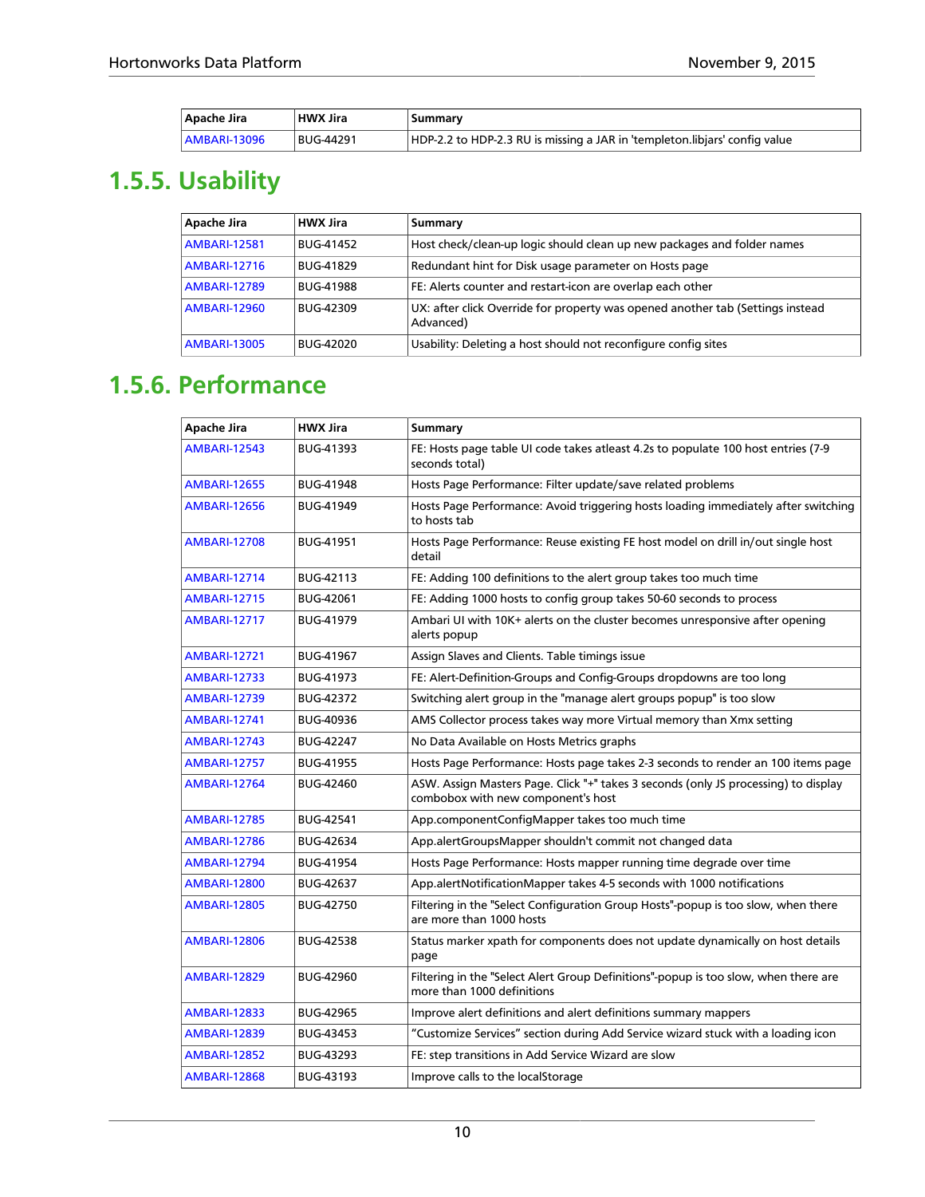| Apache Jira | HWX Jira | Summary |
|---|---|---|
| AMBARI-13096 | BUG-44291 | HDP-2.2 to HDP-2.3 RU is missing a JAR in 'templeton.libjars' config value |

## 1.5.5. Usability

| Apache Jira | HWX Jira | Summary |
|---|---|---|
| AMBARI-12581 | BUG-41452 | Host check/clean-up logic should clean up new packages and folder names |
| AMBARI-12716 | BUG-41829 | Redundant hint for Disk usage parameter on Hosts page |
| AMBARI-12789 | BUG-41988 | FE: Alerts counter and restart-icon are overlap each other |
| AMBARI-12960 | BUG-42309 | UX: after click Override for property was opened another tab (Settings instead Advanced) |
| AMBARI-13005 | BUG-42020 | Usability: Deleting a host should not reconfigure config sites |

## 1.5.6. Performance

| Apache Jira | HWX Jira | Summary |
|---|---|---|
| AMBARI-12543 | BUG-41393 | FE: Hosts page table UI code takes atleast 4.2s to populate 100 host entries (7-9 seconds total) |
| AMBARI-12655 | BUG-41948 | Hosts Page Performance: Filter update/save related problems |
| AMBARI-12656 | BUG-41949 | Hosts Page Performance: Avoid triggering hosts loading immediately after switching to hosts tab |
| AMBARI-12708 | BUG-41951 | Hosts Page Performance: Reuse existing FE host model on drill in/out single host detail |
| AMBARI-12714 | BUG-42113 | FE: Adding 100 definitions to the alert group takes too much time |
| AMBARI-12715 | BUG-42061 | FE: Adding 1000 hosts to config group takes 50-60 seconds to process |
| AMBARI-12717 | BUG-41979 | Ambari UI with 10K+ alerts on the cluster becomes unresponsive after opening alerts popup |
| AMBARI-12721 | BUG-41967 | Assign Slaves and Clients. Table timings issue |
| AMBARI-12733 | BUG-41973 | FE: Alert-Definition-Groups and Config-Groups dropdowns are too long |
| AMBARI-12739 | BUG-42372 | Switching alert group in the "manage alert groups popup" is too slow |
| AMBARI-12741 | BUG-40936 | AMS Collector process takes way more Virtual memory than Xmx setting |
| AMBARI-12743 | BUG-42247 | No Data Available on Hosts Metrics graphs |
| AMBARI-12757 | BUG-41955 | Hosts Page Performance: Hosts page takes 2-3 seconds to render an 100 items page |
| AMBARI-12764 | BUG-42460 | ASW. Assign Masters Page. Click "+" takes 3 seconds (only JS processing) to display combobox with new component's host |
| AMBARI-12785 | BUG-42541 | App.componentConfigMapper takes too much time |
| AMBARI-12786 | BUG-42634 | App.alertGroupsMapper shouldn't commit not changed data |
| AMBARI-12794 | BUG-41954 | Hosts Page Performance: Hosts mapper running time degrade over time |
| AMBARI-12800 | BUG-42637 | App.alertNotificationMapper takes 4-5 seconds with 1000 notifications |
| AMBARI-12805 | BUG-42750 | Filtering in the "Select Configuration Group Hosts"-popup is too slow, when there are more than 1000 hosts |
| AMBARI-12806 | BUG-42538 | Status marker xpath for components does not update dynamically on host details page |
| AMBARI-12829 | BUG-42960 | Filtering in the "Select Alert Group Definitions"-popup is too slow, when there are more than 1000 definitions |
| AMBARI-12833 | BUG-42965 | Improve alert definitions and alert definitions summary mappers |
| AMBARI-12839 | BUG-43453 | "Customize Services" section during Add Service wizard stuck with a loading icon |
| AMBARI-12852 | BUG-43293 | FE: step transitions in Add Service Wizard are slow |
| AMBARI-12868 | BUG-43193 | Improve calls to the localStorage |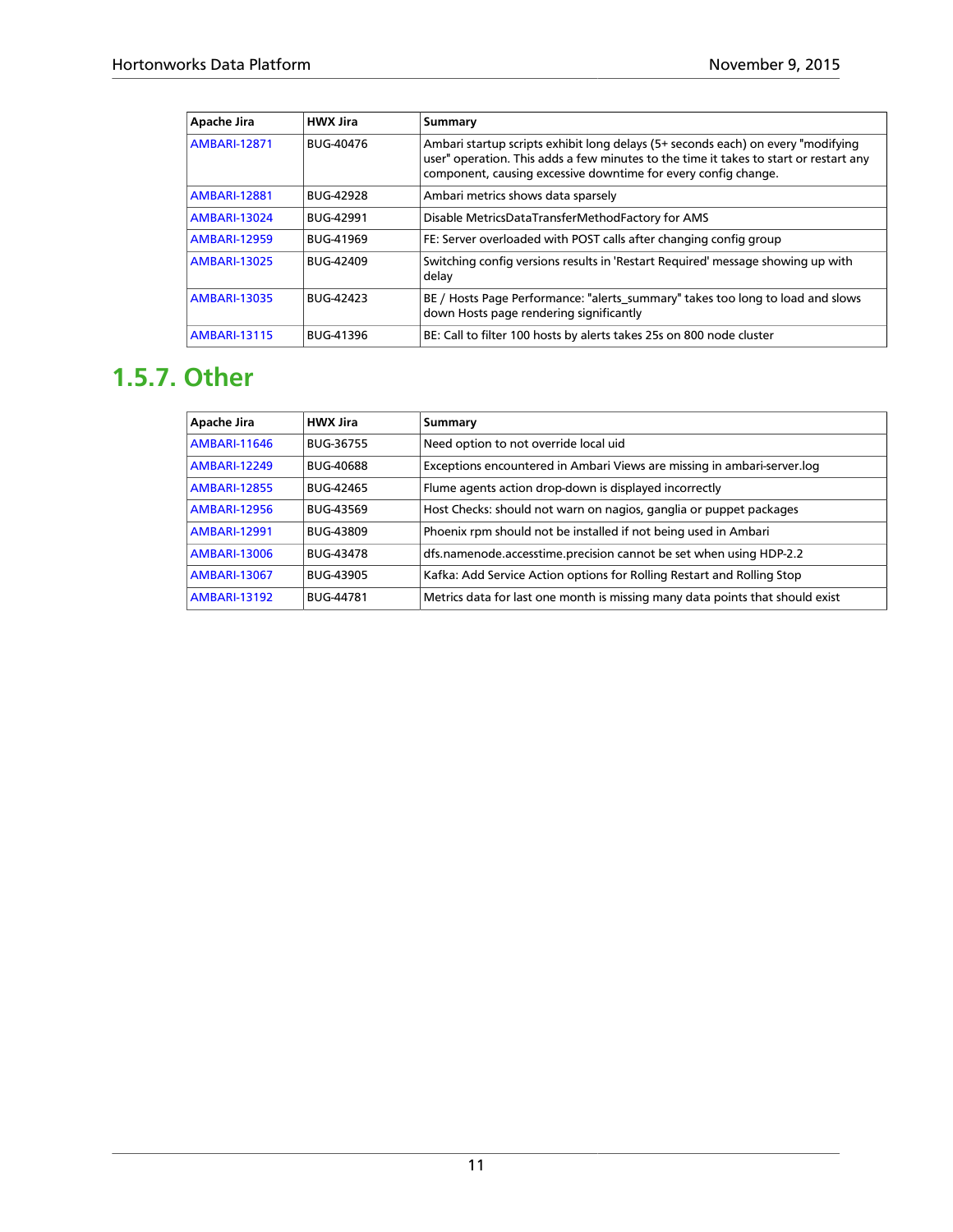| Apache Jira | HWX Jira | Summary |
|---|---|---|
| AMBARI-12871 | BUG-40476 | Ambari startup scripts exhibit long delays (5+ seconds each) on every "modifying user" operation. This adds a few minutes to the time it takes to start or restart any component, causing excessive downtime for every config change. |
| AMBARI-12881 | BUG-42928 | Ambari metrics shows data sparsely |
| AMBARI-13024 | BUG-42991 | Disable MetricsDataTransferMethodFactory for AMS |
| AMBARI-12959 | BUG-41969 | FE: Server overloaded with POST calls after changing config group |
| AMBARI-13025 | BUG-42409 | Switching config versions results in 'Restart Required' message showing up with delay |
| AMBARI-13035 | BUG-42423 | BE / Hosts Page Performance: "alerts_summary" takes too long to load and slows down Hosts page rendering significantly |
| AMBARI-13115 | BUG-41396 | BE: Call to filter 100 hosts by alerts takes 25s on 800 node cluster |

## 1.5.7. Other

| Apache Jira | HWX Jira | Summary |
|---|---|---|
| AMBARI-11646 | BUG-36755 | Need option to not override local uid |
| AMBARI-12249 | BUG-40688 | Exceptions encountered in Ambari Views are missing in ambari-server.log |
| AMBARI-12855 | BUG-42465 | Flume agents action drop-down is displayed incorrectly |
| AMBARI-12956 | BUG-43569 | Host Checks: should not warn on nagios, ganglia or puppet packages |
| AMBARI-12991 | BUG-43809 | Phoenix rpm should not be installed if not being used in Ambari |
| AMBARI-13006 | BUG-43478 | dfs.namenode.accesstime.precision cannot be set when using HDP-2.2 |
| AMBARI-13067 | BUG-43905 | Kafka: Add Service Action options for Rolling Restart and Rolling Stop |
| AMBARI-13192 | BUG-44781 | Metrics data for last one month is missing many data points that should exist |